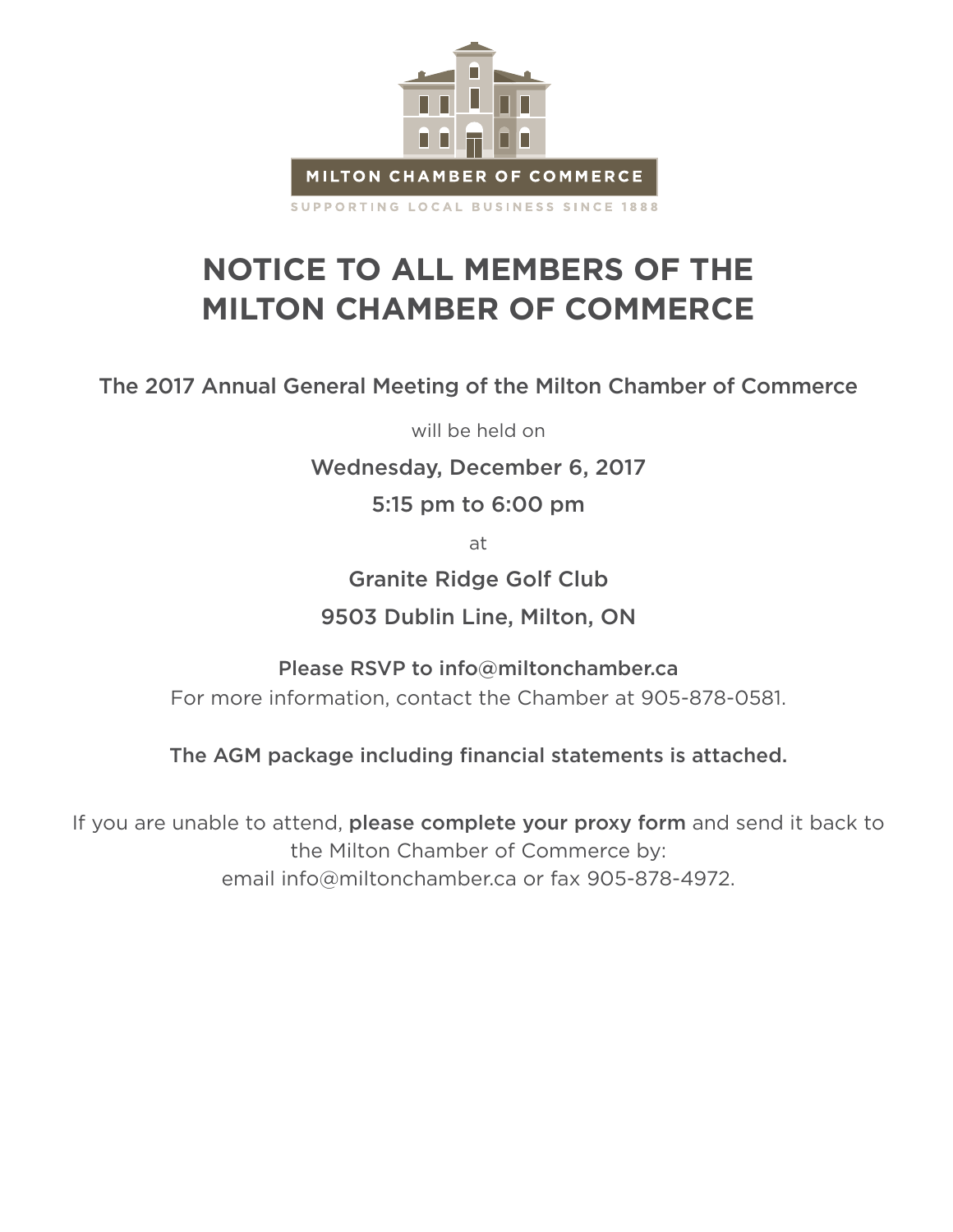MILTON CHAMBER OF COMMERCE

SUPPORTING LOCAL BUSINESS SINCE 1888

# NOTICE TO ALL MEMBERS OF THE MILTON CHAMBER OF COMMERCE

The 2017 Annual General Meeting of the Milton Chamber of Commerce

will be held on

Wednesday, December 6, 2017

5:15 pm to 6:00 pm

at

Granite Ridge Golf Club

9503 Dublin Line, Milton, ON

Please RSVP to info@miltonchamber.ca
For more information, contact the Chamber at 905-878-0581.

The AGM package including financial statements is attached.

If you are unable to attend, **please complete your proxy form** and send it back to the Milton Chamber of Commerce by:
email info@miltonchamber.ca or fax 905-878-4972.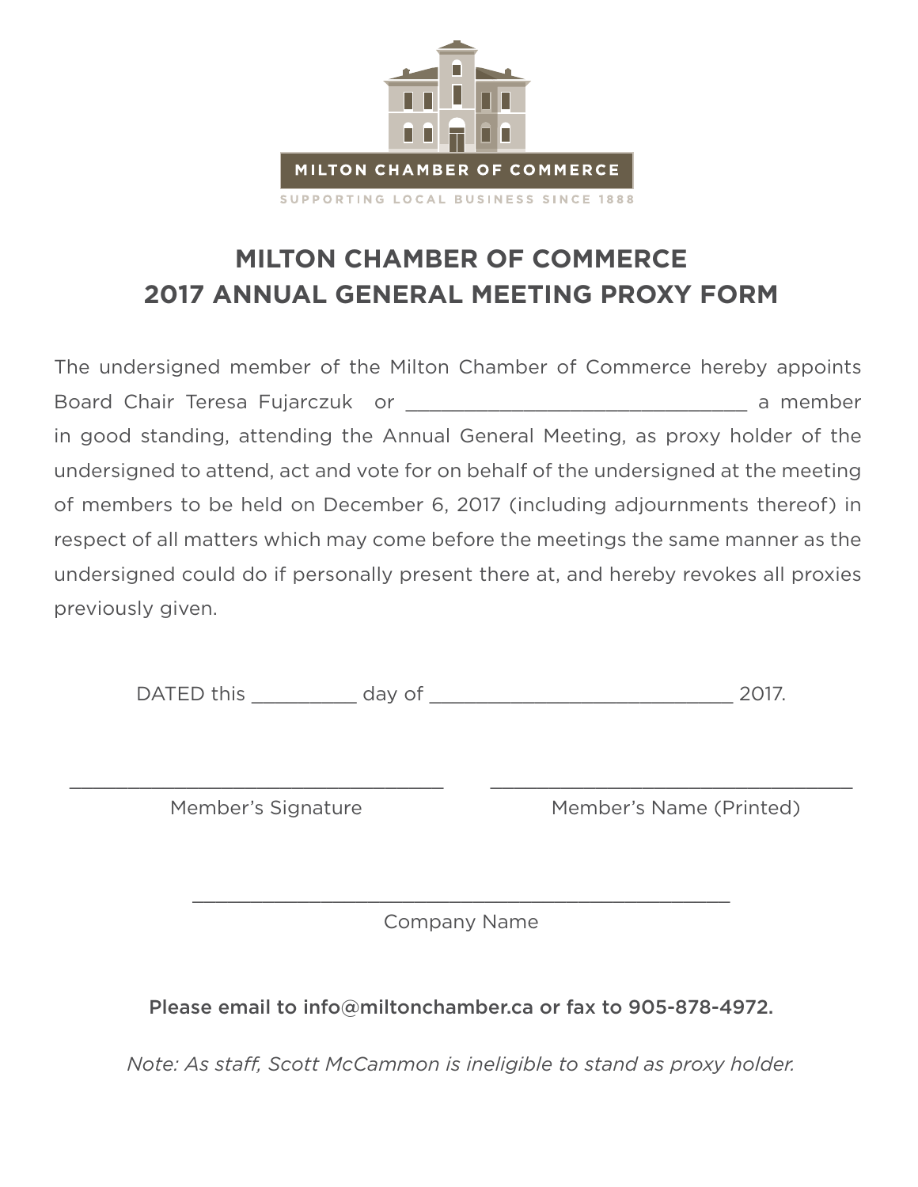MILTON CHAMBER OF COMMERCE

SUPPORTING LOCAL BUSINESS SINCE 1888

# MILTON CHAMBER OF COMMERCE
# 2017 ANNUAL GENERAL MEETING PROXY FORM

The undersigned member of the Milton Chamber of Commerce hereby appoints Board Chair Teresa Fujarczuk or ______________________________ a member in good standing, attending the Annual General Meeting, as proxy holder of the undersigned to attend, act and vote for on behalf of the undersigned at the meeting of members to be held on December 6, 2017 (including adjournments thereof) in respect of all matters which may come before the meetings the same manner as the undersigned could do if personally present there at, and hereby revokes all proxies previously given.

DATED this __________ day of ___________________________ 2017.

___________________________________ Member's Signature

___________________________________ Member's Name (Printed)

___________________________________ Company Name

**Please email to info@miltonchamber.ca or fax to 905-878-4972.**

*Note: As staff, Scott McCammon is ineligible to stand as proxy holder.*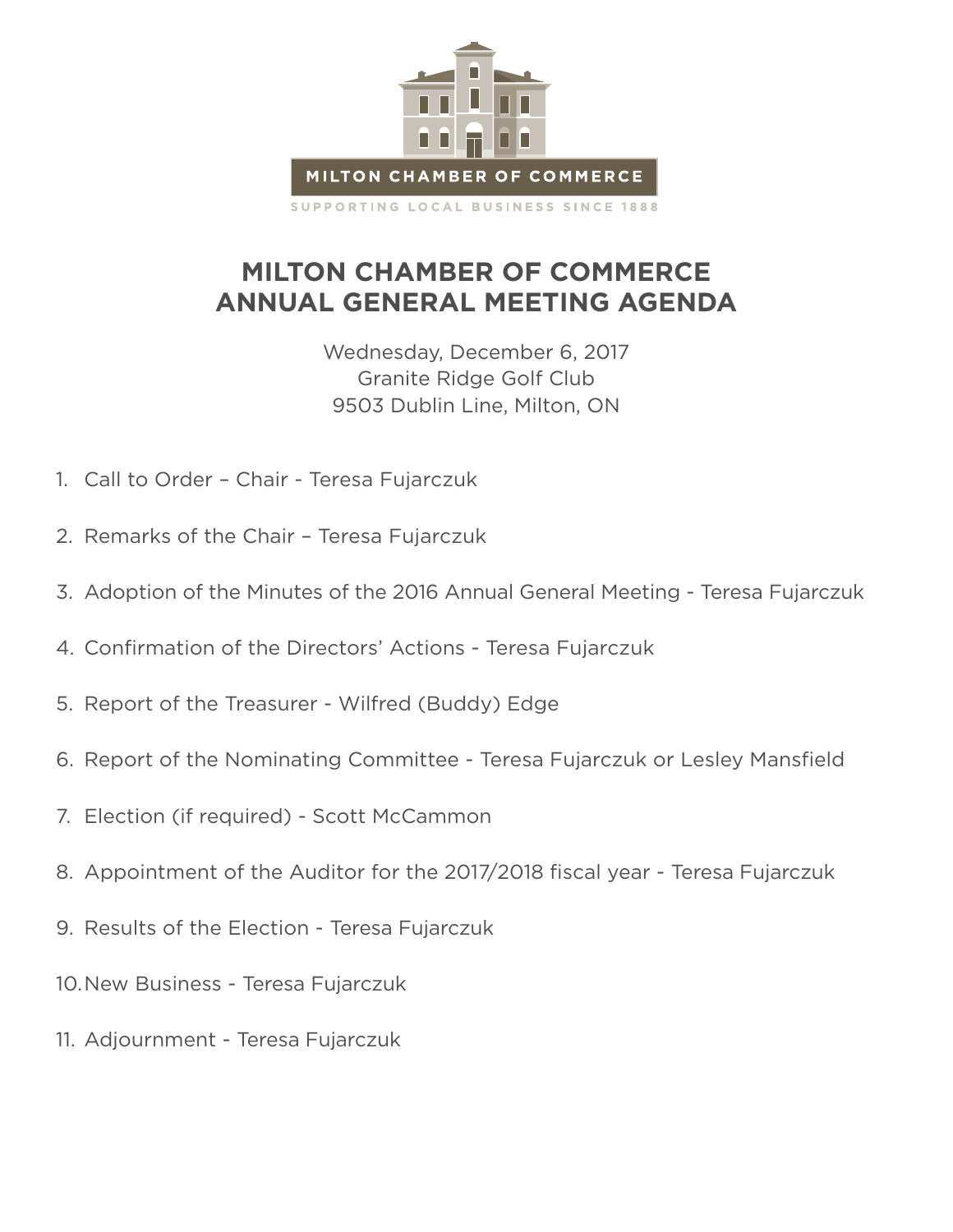MILTON CHAMBER OF COMMERCE

SUPPORTING LOCAL BUSINESS SINCE 1888

# MILTON CHAMBER OF COMMERCE
# ANNUAL GENERAL MEETING AGENDA

Wednesday, December 6, 2017
Granite Ridge Golf Club
9503 Dublin Line, Milton, ON

1. Call to Order – Chair - Teresa Fujarczuk
2. Remarks of the Chair – Teresa Fujarczuk
3. Adoption of the Minutes of the 2016 Annual General Meeting - Teresa Fujarczuk
4. Confirmation of the Directors' Actions - Teresa Fujarczuk
5. Report of the Treasurer - Wilfred (Buddy) Edge
6. Report of the Nominating Committee - Teresa Fujarczuk or Lesley Mansfield
7. Election (if required) - Scott McCammon
8. Appointment of the Auditor for the 2017/2018 fiscal year - Teresa Fujarczuk
9. Results of the Election - Teresa Fujarczuk
10. New Business - Teresa Fujarczuk
11. Adjournment - Teresa Fujarczuk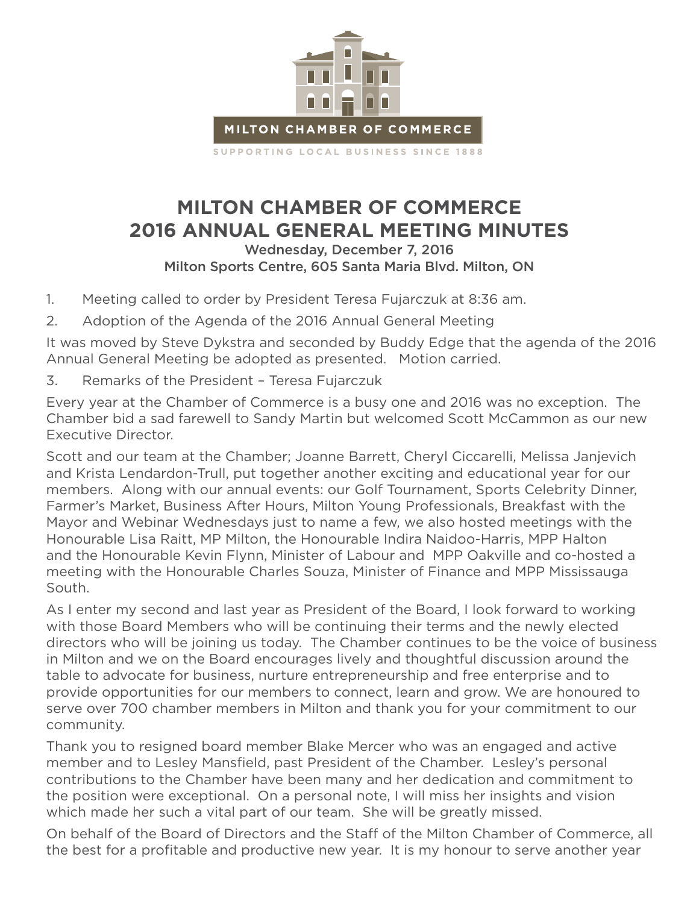MILTON CHAMBER OF COMMERCE

SUPPORTING LOCAL BUSINESS SINCE 1888

# MILTON CHAMBER OF COMMERCE
# 2016 ANNUAL GENERAL MEETING MINUTES

Wednesday, December 7, 2016

Milton Sports Centre, 605 Santa Maria Blvd. Milton, ON

1. Meeting called to order by President Teresa Fujarczuk at 8:36 am.
2. Adoption of the Agenda of the 2016 Annual General Meeting

It was moved by Steve Dykstra and seconded by Buddy Edge that the agenda of the 2016 Annual General Meeting be adopted as presented. Motion carried.

3. Remarks of the President – Teresa Fujarczuk

Every year at the Chamber of Commerce is a busy one and 2016 was no exception. The Chamber bid a sad farewell to Sandy Martin but welcomed Scott McCammon as our new Executive Director.

Scott and our team at the Chamber; Joanne Barrett, Cheryl Ciccarelli, Melissa Janjevich and Krista Lendardon-Trull, put together another exciting and educational year for our members. Along with our annual events: our Golf Tournament, Sports Celebrity Dinner, Farmer's Market, Business After Hours, Milton Young Professionals, Breakfast with the Mayor and Webinar Wednesdays just to name a few, we also hosted meetings with the Honourable Lisa Raitt, MP Milton, the Honourable Indira Naidoo-Harris, MPP Halton and the Honourable Kevin Flynn, Minister of Labour and MPP Oakville and co-hosted a meeting with the Honourable Charles Souza, Minister of Finance and MPP Mississauga South.

As I enter my second and last year as President of the Board, I look forward to working with those Board Members who will be continuing their terms and the newly elected directors who will be joining us today. The Chamber continues to be the voice of business in Milton and we on the Board encourages lively and thoughtful discussion around the table to advocate for business, nurture entrepreneurship and free enterprise and to provide opportunities for our members to connect, learn and grow. We are honoured to serve over 700 chamber members in Milton and thank you for your commitment to our community.

Thank you to resigned board member Blake Mercer who was an engaged and active member and to Lesley Mansfield, past President of the Chamber. Lesley's personal contributions to the Chamber have been many and her dedication and commitment to the position were exceptional. On a personal note, I will miss her insights and vision which made her such a vital part of our team. She will be greatly missed.

On behalf of the Board of Directors and the Staff of the Milton Chamber of Commerce, all the best for a profitable and productive new year. It is my honour to serve another year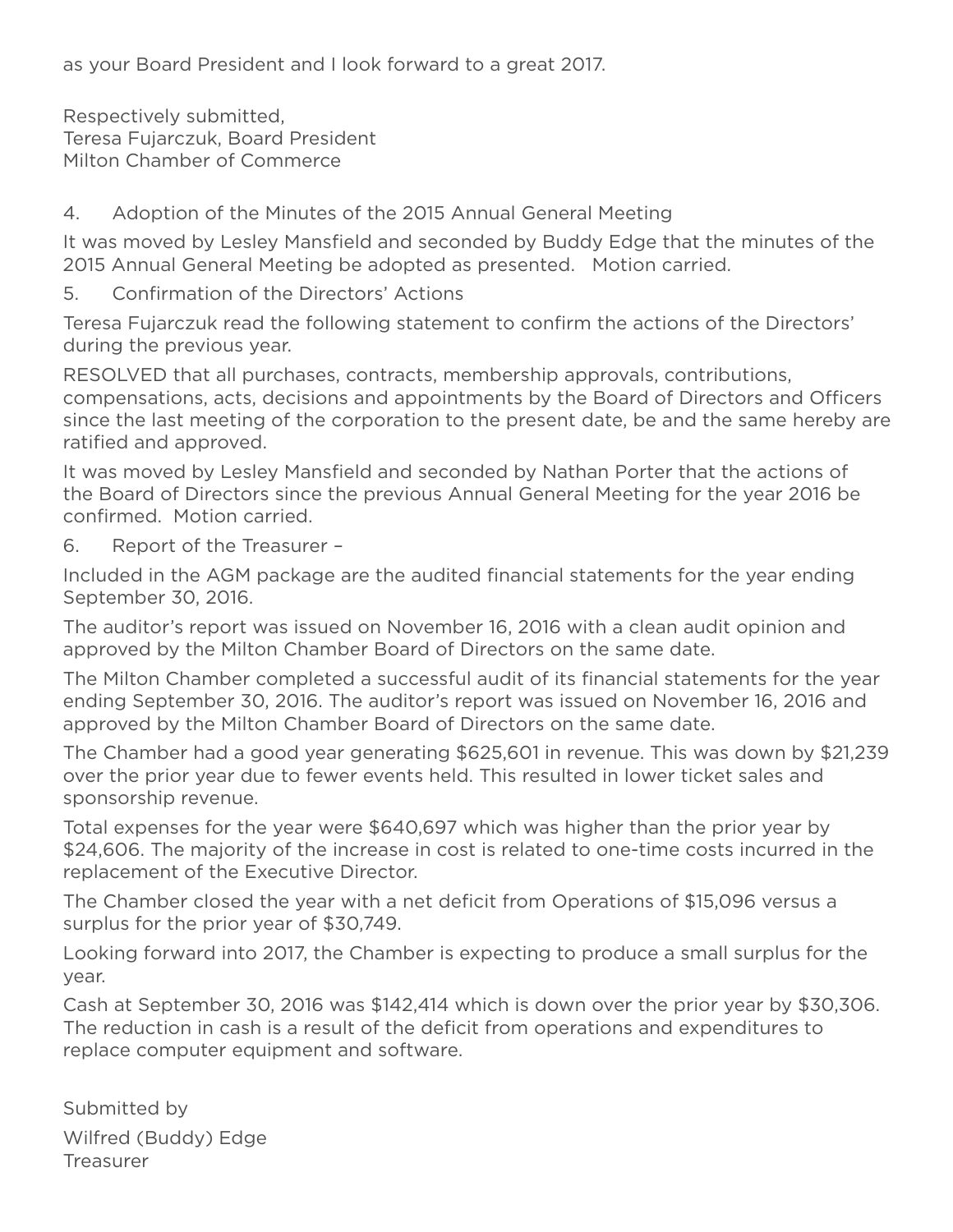as your Board President and I look forward to a great 2017.

Respectively submitted,
Teresa Fujarczuk, Board President
Milton Chamber of Commerce

4. Adoption of the Minutes of the 2015 Annual General Meeting

It was moved by Lesley Mansfield and seconded by Buddy Edge that the minutes of the 2015 Annual General Meeting be adopted as presented. Motion carried.

5. Confirmation of the Directors' Actions

Teresa Fujarczuk read the following statement to confirm the actions of the Directors' during the previous year.

RESOLVED that all purchases, contracts, membership approvals, contributions, compensations, acts, decisions and appointments by the Board of Directors and Officers since the last meeting of the corporation to the present date, be and the same hereby are ratified and approved.

It was moved by Lesley Mansfield and seconded by Nathan Porter that the actions of the Board of Directors since the previous Annual General Meeting for the year 2016 be confirmed. Motion carried.

6. Report of the Treasurer –

Included in the AGM package are the audited financial statements for the year ending September 30, 2016.

The auditor's report was issued on November 16, 2016 with a clean audit opinion and approved by the Milton Chamber Board of Directors on the same date.

The Milton Chamber completed a successful audit of its financial statements for the year ending September 30, 2016. The auditor's report was issued on November 16, 2016 and approved by the Milton Chamber Board of Directors on the same date.

The Chamber had a good year generating $625,601 in revenue. This was down by $21,239 over the prior year due to fewer events held. This resulted in lower ticket sales and sponsorship revenue.

Total expenses for the year were $640,697 which was higher than the prior year by $24,606. The majority of the increase in cost is related to one-time costs incurred in the replacement of the Executive Director.

The Chamber closed the year with a net deficit from Operations of $15,096 versus a surplus for the prior year of $30,749.

Looking forward into 2017, the Chamber is expecting to produce a small surplus for the year.

Cash at September 30, 2016 was $142,414 which is down over the prior year by $30,306. The reduction in cash is a result of the deficit from operations and expenditures to replace computer equipment and software.

Submitted by

Wilfred (Buddy) Edge
Treasurer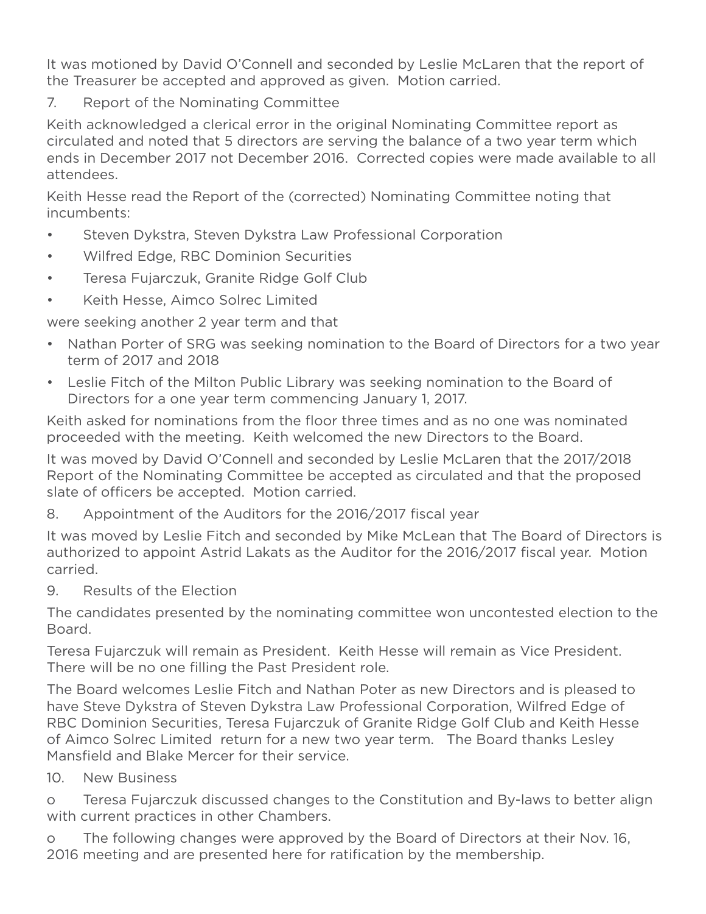It was motioned by David O'Connell and seconded by Leslie McLaren that the report of the Treasurer be accepted and approved as given. Motion carried.

7. Report of the Nominating Committee

Keith acknowledged a clerical error in the original Nominating Committee report as circulated and noted that 5 directors are serving the balance of a two year term which ends in December 2017 not December 2016. Corrected copies were made available to all attendees.

Keith Hesse read the Report of the (corrected) Nominating Committee noting that incumbents:

- Steven Dykstra, Steven Dykstra Law Professional Corporation
- Wilfred Edge, RBC Dominion Securities
- Teresa Fujarczuk, Granite Ridge Golf Club
- Keith Hesse, Aimco Solrec Limited

were seeking another 2 year term and that

- Nathan Porter of SRG was seeking nomination to the Board of Directors for a two year term of 2017 and 2018
- Leslie Fitch of the Milton Public Library was seeking nomination to the Board of Directors for a one year term commencing January 1, 2017.

Keith asked for nominations from the floor three times and as no one was nominated proceeded with the meeting. Keith welcomed the new Directors to the Board.

It was moved by David O'Connell and seconded by Leslie McLaren that the 2017/2018 Report of the Nominating Committee be accepted as circulated and that the proposed slate of officers be accepted. Motion carried.

8. Appointment of the Auditors for the 2016/2017 fiscal year

It was moved by Leslie Fitch and seconded by Mike McLean that The Board of Directors is authorized to appoint Astrid Lakats as the Auditor for the 2016/2017 fiscal year. Motion carried.

9. Results of the Election

The candidates presented by the nominating committee won uncontested election to the Board.

Teresa Fujarczuk will remain as President. Keith Hesse will remain as Vice President. There will be no one filling the Past President role.

The Board welcomes Leslie Fitch and Nathan Poter as new Directors and is pleased to have Steve Dykstra of Steven Dykstra Law Professional Corporation, Wilfred Edge of RBC Dominion Securities, Teresa Fujarczuk of Granite Ridge Golf Club and Keith Hesse of Aimco Solrec Limited return for a new two year term. The Board thanks Lesley Mansfield and Blake Mercer for their service.

10. New Business

o Teresa Fujarczuk discussed changes to the Constitution and By-laws to better align with current practices in other Chambers.

o The following changes were approved by the Board of Directors at their Nov. 16, 2016 meeting and are presented here for ratification by the membership.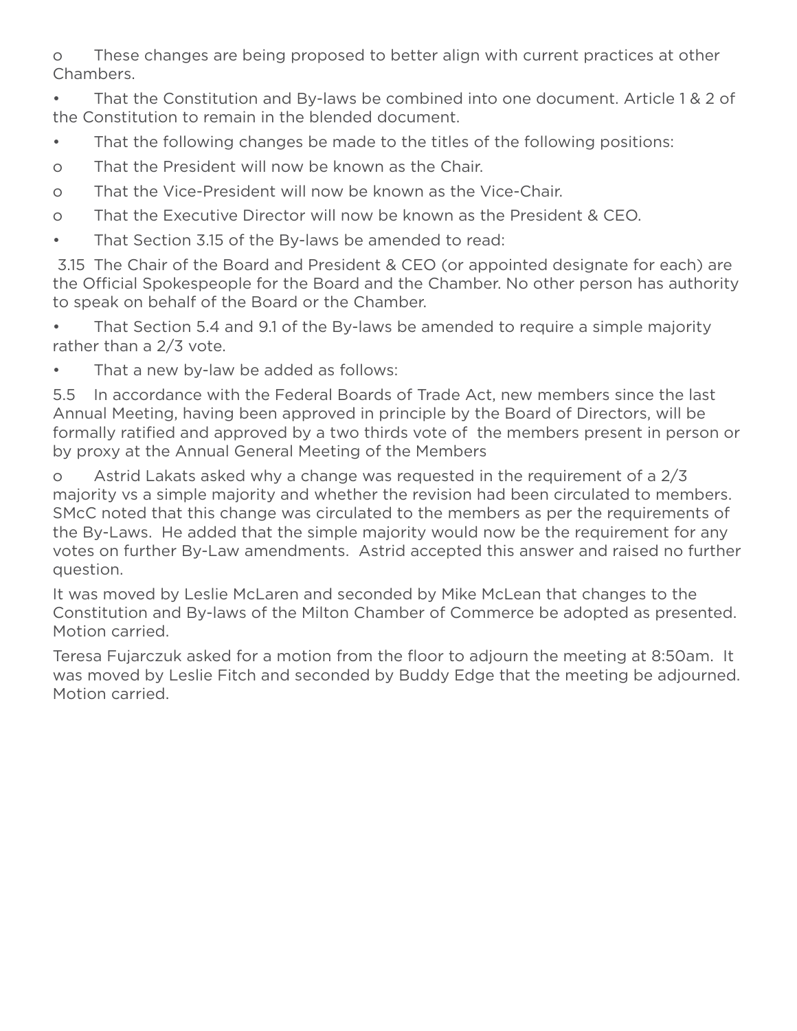- These changes are being proposed to better align with current practices at other Chambers.

- That the Constitution and By-laws be combined into one document. Article 1 & 2 of the Constitution to remain in the blended document.
- That the following changes be made to the titles of the following positions:
  - That the President will now be known as the Chair.
  - That the Vice-President will now be known as the Vice-Chair.
  - That the Executive Director will now be known as the President & CEO.
- That Section 3.15 of the By-laws be amended to read:

3.15 The Chair of the Board and President & CEO (or appointed designate for each) are the Official Spokespeople for the Board and the Chamber. No other person has authority to speak on behalf of the Board or the Chamber.

- That Section 5.4 and 9.1 of the By-laws be amended to require a simple majority rather than a 2/3 vote.
- That a new by-law be added as follows:

5.5 In accordance with the Federal Boards of Trade Act, new members since the last Annual Meeting, having been approved in principle by the Board of Directors, will be formally ratified and approved by a two thirds vote of the members present in person or by proxy at the Annual General Meeting of the Members

- Astrid Lakats asked why a change was requested in the requirement of a 2/3 majority vs a simple majority and whether the revision had been circulated to members. SMcC noted that this change was circulated to the members as per the requirements of the By-Laws. He added that the simple majority would now be the requirement for any votes on further By-Law amendments. Astrid accepted this answer and raised no further question.

It was moved by Leslie McLaren and seconded by Mike McLean that changes to the Constitution and By-laws of the Milton Chamber of Commerce be adopted as presented. Motion carried.

Teresa Fujarczuk asked for a motion from the floor to adjourn the meeting at 8:50am. It was moved by Leslie Fitch and seconded by Buddy Edge that the meeting be adjourned. Motion carried.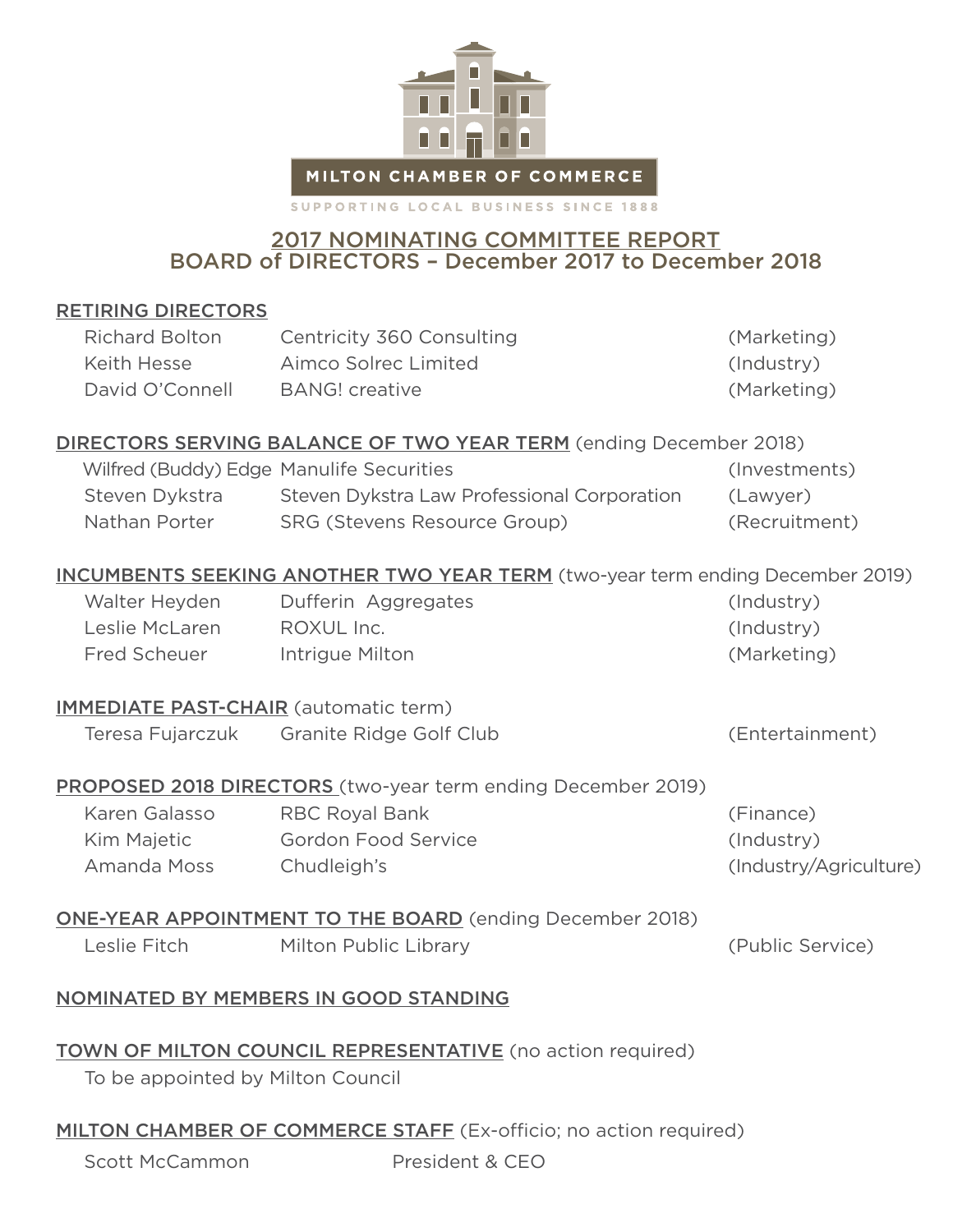MILTON CHAMBER OF COMMERCE

SUPPORTING LOCAL BUSINESS SINCE 1888

# 2017 NOMINATING COMMITTEE REPORT
## BOARD of DIRECTORS – December 2017 to December 2018

### RETIRING DIRECTORS

| | | |
|---|---|---|
| Richard Bolton | Centricity 360 Consulting | (Marketing) |
| Keith Hesse | Aimco Solrec Limited | (Industry) |
| David O'Connell | BANG! creative | (Marketing) |

### DIRECTORS SERVING BALANCE OF TWO YEAR TERM (ending December 2018)

| | | |
|---|---|---|
| Wilfred (Buddy) Edge | Manulife Securities | (Investments) |
| Steven Dykstra | Steven Dykstra Law Professional Corporation | (Lawyer) |
| Nathan Porter | SRG (Stevens Resource Group) | (Recruitment) |

### INCUMBENTS SEEKING ANOTHER TWO YEAR TERM (two-year term ending December 2019)

| | | |
|---|---|---|
| Walter Heyden | Dufferin Aggregates | (Industry) |
| Leslie McLaren | ROXUL Inc. | (Industry) |
| Fred Scheuer | Intrigue Milton | (Marketing) |

### IMMEDIATE PAST-CHAIR (automatic term)

| | | |
|---|---|---|
| Teresa Fujarczuk | Granite Ridge Golf Club | (Entertainment) |

### PROPOSED 2018 DIRECTORS (two-year term ending December 2019)

| | | |
|---|---|---|
| Karen Galasso | RBC Royal Bank | (Finance) |
| Kim Majetic | Gordon Food Service | (Industry) |
| Amanda Moss | Chudleigh's | (Industry/Agriculture) |

### ONE-YEAR APPOINTMENT TO THE BOARD (ending December 2018)

| | | |
|---|---|---|
| Leslie Fitch | Milton Public Library | (Public Service) |

### NOMINATED BY MEMBERS IN GOOD STANDING

### TOWN OF MILTON COUNCIL REPRESENTATIVE (no action required)

To be appointed by Milton Council

### MILTON CHAMBER OF COMMERCE STAFF (Ex-officio; no action required)

Scott McCammon — President & CEO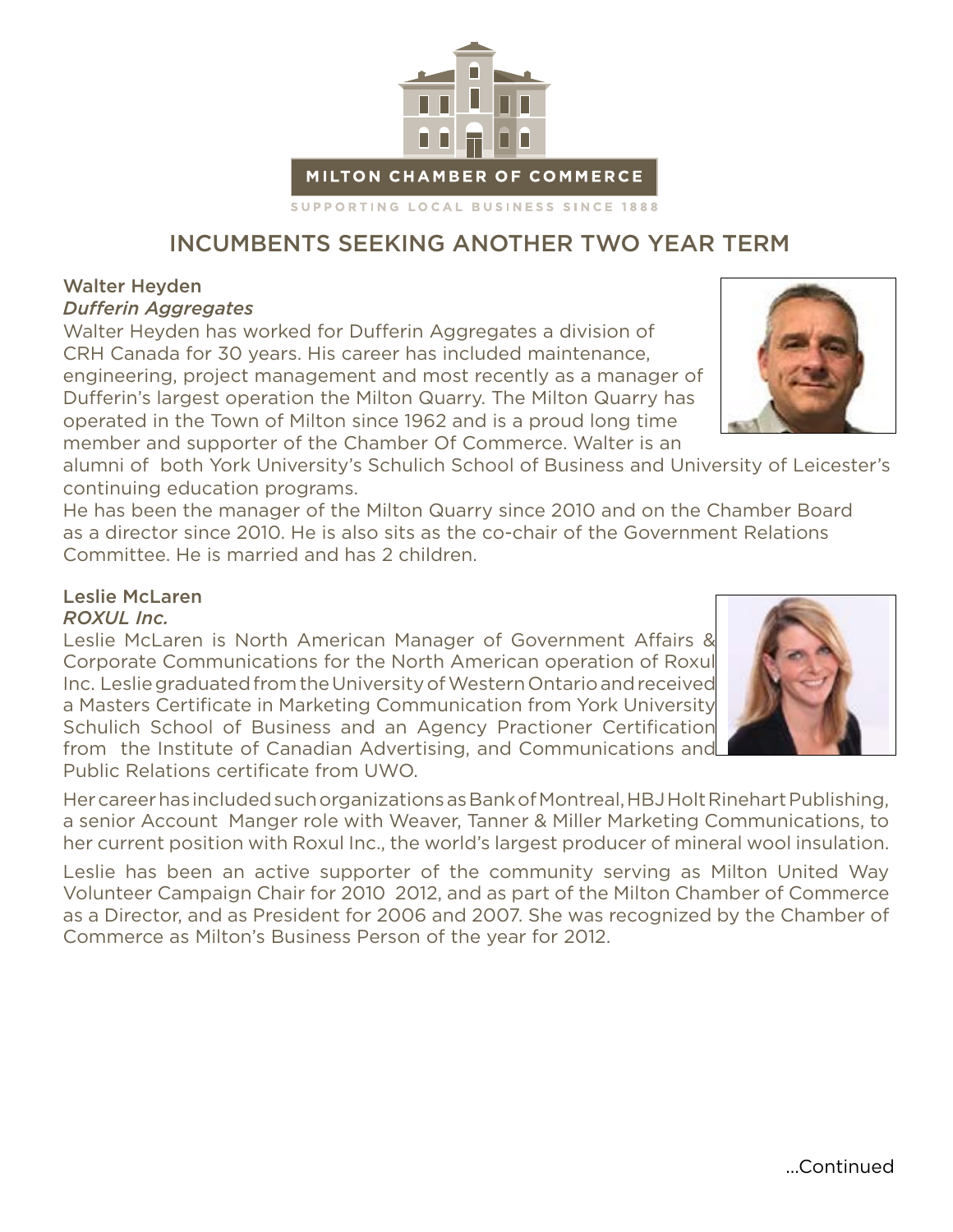MILTON CHAMBER OF COMMERCE

SUPPORTING LOCAL BUSINESS SINCE 1888

# INCUMBENTS SEEKING ANOTHER TWO YEAR TERM

### Walter Heyden

***Dufferin Aggregates***

Walter Heyden has worked for Dufferin Aggregates a division of CRH Canada for 30 years. His career has included maintenance, engineering, project management and most recently as a manager of Dufferin's largest operation the Milton Quarry. The Milton Quarry has operated in the Town of Milton since 1962 and is a proud long time member and supporter of the Chamber Of Commerce. Walter is an alumni of both York University's Schulich School of Business and University of Leicester's continuing education programs.

He has been the manager of the Milton Quarry since 2010 and on the Chamber Board as a director since 2010. He is also sits as the co-chair of the Government Relations Committee. He is married and has 2 children.

### Leslie McLaren

***ROXUL Inc.***

Leslie McLaren is North American Manager of Government Affairs & Corporate Communications for the North American operation of Roxul Inc. Leslie graduated from the University of Western Ontario and received a Masters Certificate in Marketing Communication from York University Schulich School of Business and an Agency Practioner Certification from the Institute of Canadian Advertising, and Communications and Public Relations certificate from UWO.

Her career has included such organizations as Bank of Montreal, HBJ Holt Rinehart Publishing, a senior Account Manger role with Weaver, Tanner & Miller Marketing Communications, to her current position with Roxul Inc., the world's largest producer of mineral wool insulation.

Leslie has been an active supporter of the community serving as Milton United Way Volunteer Campaign Chair for 2010 2012, and as part of the Milton Chamber of Commerce as a Director, and as President for 2006 and 2007. She was recognized by the Chamber of Commerce as Milton's Business Person of the year for 2012.

...Continued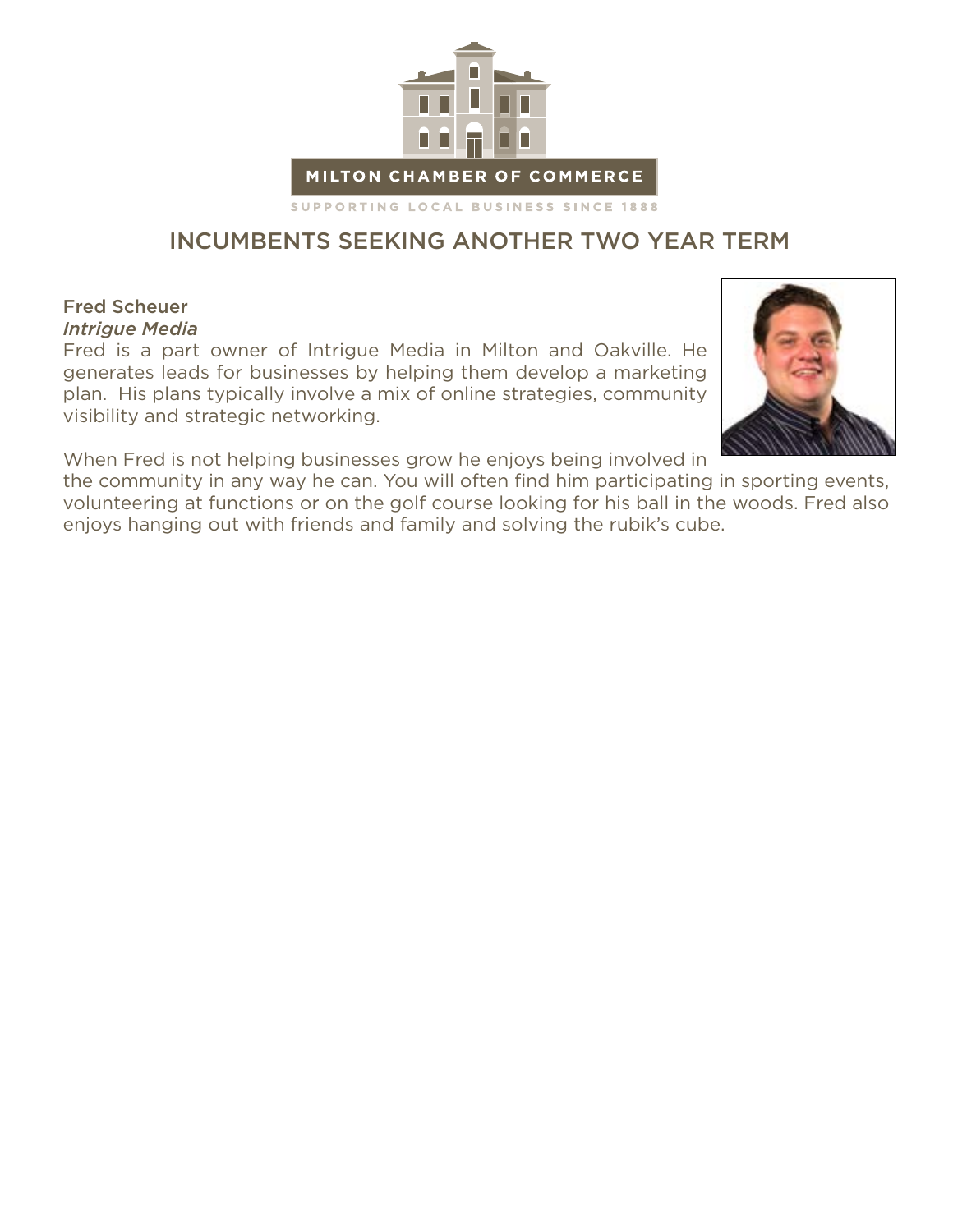MILTON CHAMBER OF COMMERCE

SUPPORTING LOCAL BUSINESS SINCE 1888

## INCUMBENTS SEEKING ANOTHER TWO YEAR TERM

### Fred Scheuer
*Intrigue Media*

Fred is a part owner of Intrigue Media in Milton and Oakville. He generates leads for businesses by helping them develop a marketing plan. His plans typically involve a mix of online strategies, community visibility and strategic networking.

When Fred is not helping businesses grow he enjoys being involved in the community in any way he can. You will often find him participating in sporting events, volunteering at functions or on the golf course looking for his ball in the woods. Fred also enjoys hanging out with friends and family and solving the rubik's cube.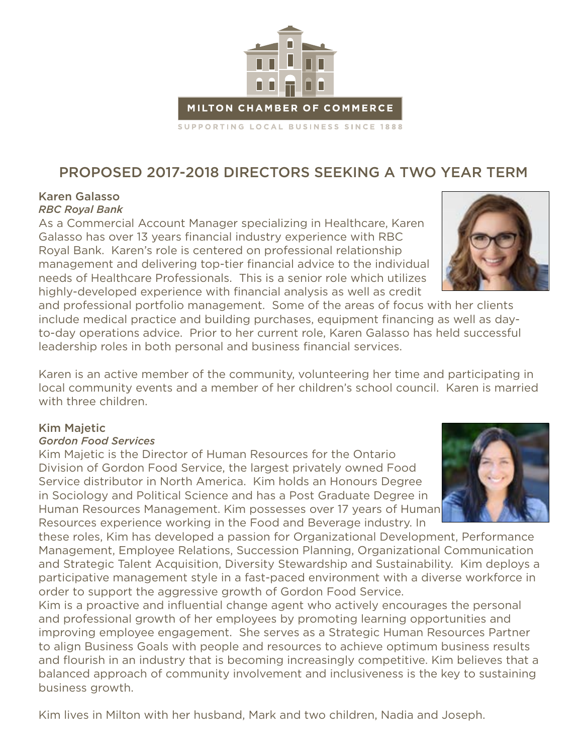MILTON CHAMBER OF COMMERCE

SUPPORTING LOCAL BUSINESS SINCE 1888

# PROPOSED 2017-2018 DIRECTORS SEEKING A TWO YEAR TERM

## Karen Galasso

*RBC Royal Bank*

As a Commercial Account Manager specializing in Healthcare, Karen Galasso has over 13 years financial industry experience with RBC Royal Bank. Karen's role is centered on professional relationship management and delivering top-tier financial advice to the individual needs of Healthcare Professionals. This is a senior role which utilizes highly-developed experience with financial analysis as well as credit and professional portfolio management. Some of the areas of focus with her clients include medical practice and building purchases, equipment financing as well as day-to-day operations advice. Prior to her current role, Karen Galasso has held successful leadership roles in both personal and business financial services.

Karen is an active member of the community, volunteering her time and participating in local community events and a member of her children's school council. Karen is married with three children.

## Kim Majetic

*Gordon Food Services*

Kim Majetic is the Director of Human Resources for the Ontario Division of Gordon Food Service, the largest privately owned Food Service distributor in North America. Kim holds an Honours Degree in Sociology and Political Science and has a Post Graduate Degree in Human Resources Management. Kim possesses over 17 years of Human Resources experience working in the Food and Beverage industry. In these roles, Kim has developed a passion for Organizational Development, Performance Management, Employee Relations, Succession Planning, Organizational Communication and Strategic Talent Acquisition, Diversity Stewardship and Sustainability. Kim deploys a participative management style in a fast-paced environment with a diverse workforce in order to support the aggressive growth of Gordon Food Service.

Kim is a proactive and influential change agent who actively encourages the personal and professional growth of her employees by promoting learning opportunities and improving employee engagement. She serves as a Strategic Human Resources Partner to align Business Goals with people and resources to achieve optimum business results and flourish in an industry that is becoming increasingly competitive. Kim believes that a balanced approach of community involvement and inclusiveness is the key to sustaining business growth.

Kim lives in Milton with her husband, Mark and two children, Nadia and Joseph.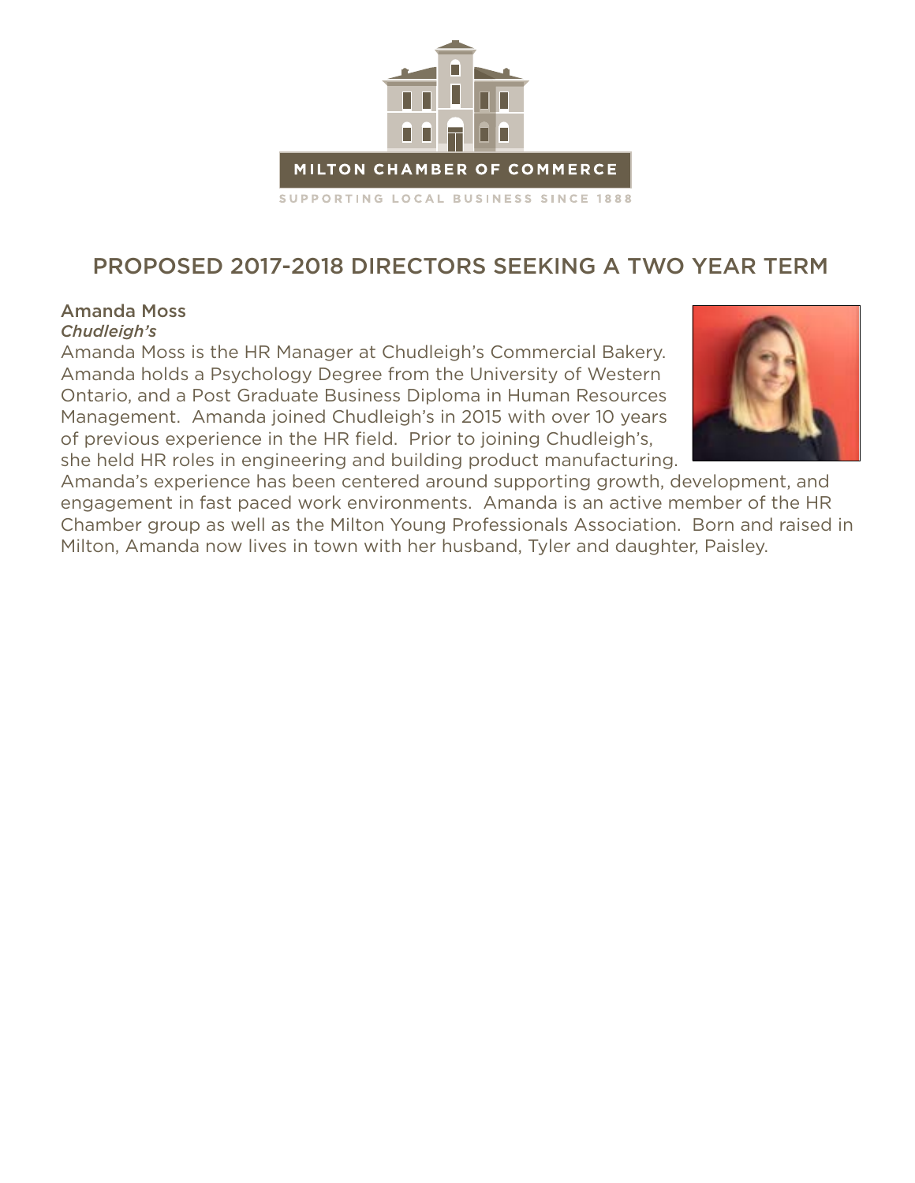MILTON CHAMBER OF COMMERCE

SUPPORTING LOCAL BUSINESS SINCE 1888

## PROPOSED 2017-2018 DIRECTORS SEEKING A TWO YEAR TERM

### Amanda Moss

*Chudleigh's*

Amanda Moss is the HR Manager at Chudleigh's Commercial Bakery. Amanda holds a Psychology Degree from the University of Western Ontario, and a Post Graduate Business Diploma in Human Resources Management. Amanda joined Chudleigh's in 2015 with over 10 years of previous experience in the HR field. Prior to joining Chudleigh's, she held HR roles in engineering and building product manufacturing. Amanda's experience has been centered around supporting growth, development, and engagement in fast paced work environments. Amanda is an active member of the HR Chamber group as well as the Milton Young Professionals Association. Born and raised in Milton, Amanda now lives in town with her husband, Tyler and daughter, Paisley.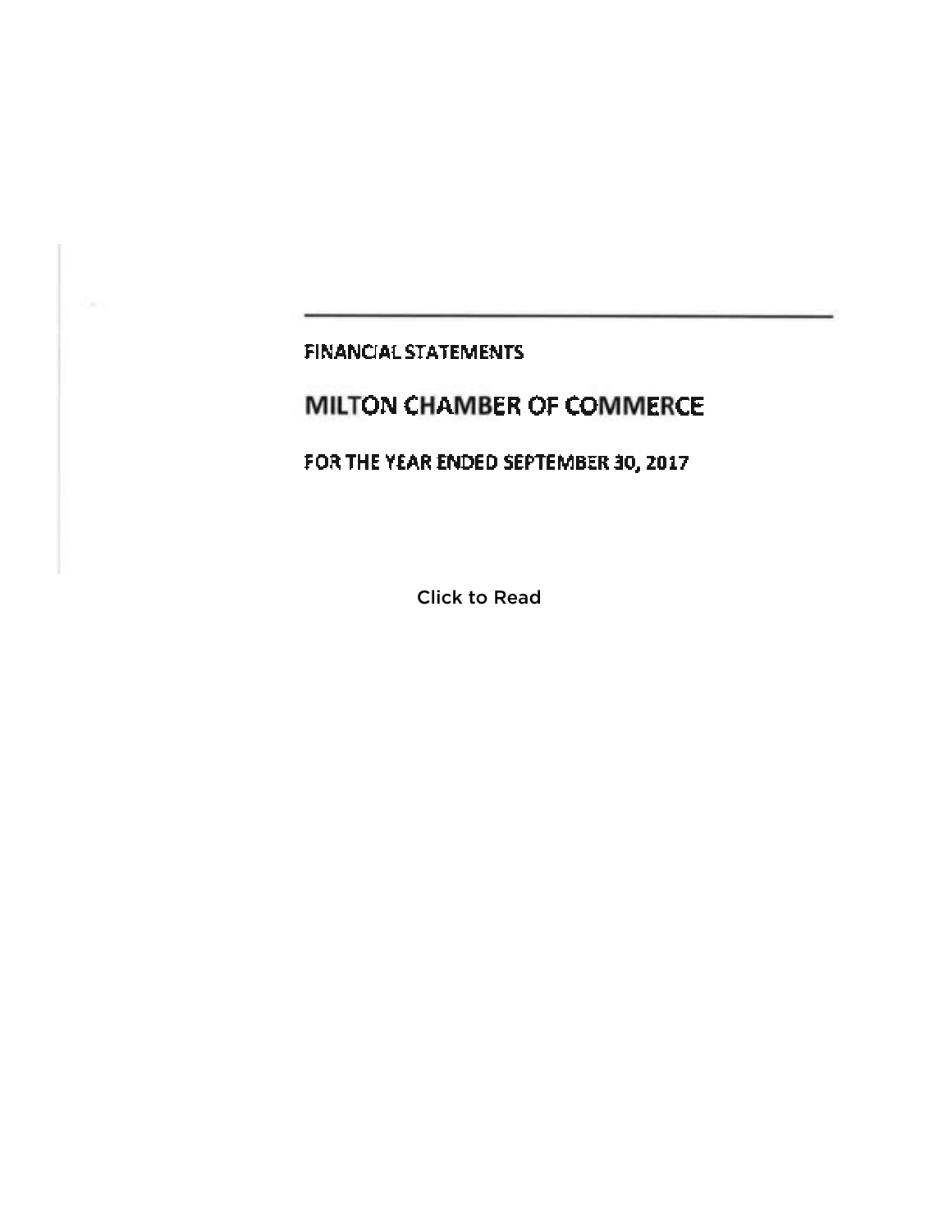FINANCIAL STATEMENTS

# MILTON CHAMBER OF COMMERCE

FOR THE YEAR ENDED SEPTEMBER 30, 2017

Click to Read